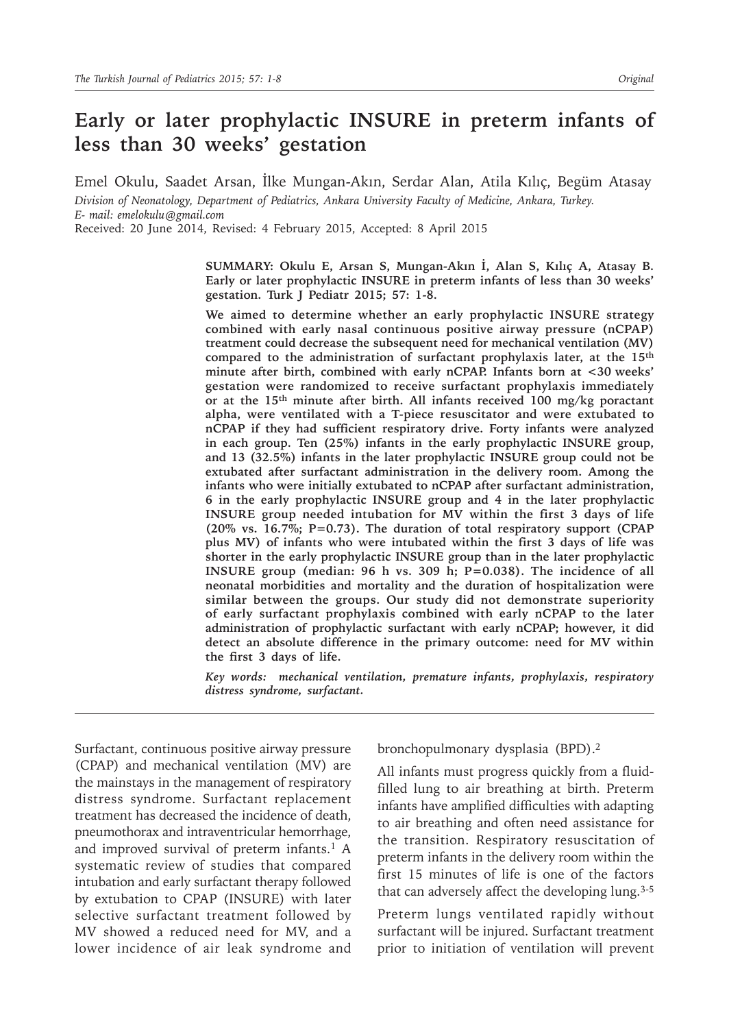# Early or later prophylactic INSURE in preterm infants of less than 30 weeks' gestation

Emel Okulu, Saadet Arsan, İlke Mungan-Akın, Serdar Alan, Atila Kılıç, Begüm Atasay

*Division of Neonatology, Department of Pediatrics, Ankara University Faculty of Medicine, Ankara, Turkey.*
*E- mail: emelokulu@gmail.com*

Received: 20 June 2014, Revised: 4 February 2015, Accepted: 8 April 2015

**SUMMARY: Okulu E, Arsan S, Mungan-Akın İ, Alan S, Kılıç A, Atasay B. Early or later prophylactic INSURE in preterm infants of less than 30 weeks' gestation. Turk J Pediatr 2015; 57: 1-8.**

**We aimed to determine whether an early prophylactic INSURE strategy combined with early nasal continuous positive airway pressure (nCPAP) treatment could decrease the subsequent need for mechanical ventilation (MV) compared to the administration of surfactant prophylaxis later, at the 15th minute after birth, combined with early nCPAP. Infants born at <30 weeks' gestation were randomized to receive surfactant prophylaxis immediately or at the 15th minute after birth. All infants received 100 mg/kg poractant alpha, were ventilated with a T-piece resuscitator and were extubated to nCPAP if they had sufficient respiratory drive. Forty infants were analyzed in each group. Ten (25%) infants in the early prophylactic INSURE group, and 13 (32.5%) infants in the later prophylactic INSURE group could not be extubated after surfactant administration in the delivery room. Among the infants who were initially extubated to nCPAP after surfactant administration, 6 in the early prophylactic INSURE group and 4 in the later prophylactic INSURE group needed intubation for MV within the first 3 days of life (20% vs. 16.7%; P=0.73). The duration of total respiratory support (CPAP plus MV) of infants who were intubated within the first 3 days of life was shorter in the early prophylactic INSURE group than in the later prophylactic INSURE group (median: 96 h vs. 309 h; P=0.038). The incidence of all neonatal morbidities and mortality and the duration of hospitalization were similar between the groups. Our study did not demonstrate superiority of early surfactant prophylaxis combined with early nCPAP to the later administration of prophylactic surfactant with early nCPAP; however, it did detect an absolute difference in the primary outcome: need for MV within the first 3 days of life.**

***Key words:*** ***mechanical ventilation, premature infants, prophylaxis, respiratory distress syndrome, surfactant.***

Surfactant, continuous positive airway pressure (CPAP) and mechanical ventilation (MV) are the mainstays in the management of respiratory distress syndrome. Surfactant replacement treatment has decreased the incidence of death, pneumothorax and intraventricular hemorrhage, and improved survival of preterm infants.[1] A systematic review of studies that compared intubation and early surfactant therapy followed by extubation to CPAP (INSURE) with later selective surfactant treatment followed by MV showed a reduced need for MV, and a lower incidence of air leak syndrome and bronchopulmonary dysplasia (BPD).[2]

All infants must progress quickly from a fluid-filled lung to air breathing at birth. Preterm infants have amplified difficulties with adapting to air breathing and often need assistance for the transition. Respiratory resuscitation of preterm infants in the delivery room within the first 15 minutes of life is one of the factors that can adversely affect the developing lung.[3-5]

Preterm lungs ventilated rapidly without surfactant will be injured. Surfactant treatment prior to initiation of ventilation will prevent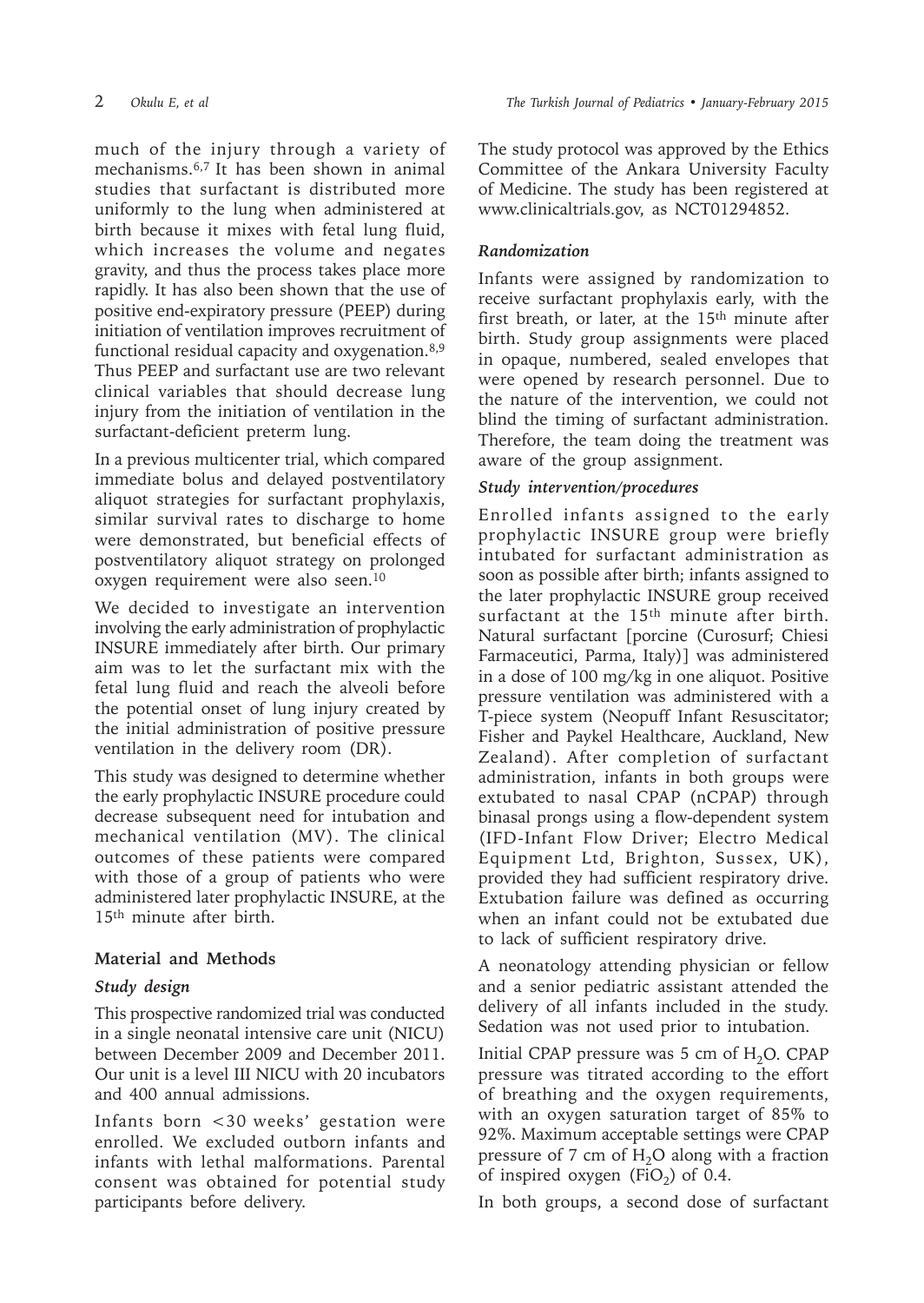much of the injury through a variety of mechanisms.[6,7] It has been shown in animal studies that surfactant is distributed more uniformly to the lung when administered at birth because it mixes with fetal lung fluid, which increases the volume and negates gravity, and thus the process takes place more rapidly. It has also been shown that the use of positive end-expiratory pressure (PEEP) during initiation of ventilation improves recruitment of functional residual capacity and oxygenation.[8,9] Thus PEEP and surfactant use are two relevant clinical variables that should decrease lung injury from the initiation of ventilation in the surfactant-deficient preterm lung.

In a previous multicenter trial, which compared immediate bolus and delayed postventilatory aliquot strategies for surfactant prophylaxis, similar survival rates to discharge to home were demonstrated, but beneficial effects of postventilatory aliquot strategy on prolonged oxygen requirement were also seen.[10]

We decided to investigate an intervention involving the early administration of prophylactic INSURE immediately after birth. Our primary aim was to let the surfactant mix with the fetal lung fluid and reach the alveoli before the potential onset of lung injury created by the initial administration of positive pressure ventilation in the delivery room (DR).

This study was designed to determine whether the early prophylactic INSURE procedure could decrease subsequent need for intubation and mechanical ventilation (MV). The clinical outcomes of these patients were compared with those of a group of patients who were administered later prophylactic INSURE, at the 15th minute after birth.

## Material and Methods

### *Study design*

This prospective randomized trial was conducted in a single neonatal intensive care unit (NICU) between December 2009 and December 2011. Our unit is a level III NICU with 20 incubators and 400 annual admissions.

Infants born <30 weeks' gestation were enrolled. We excluded outborn infants and infants with lethal malformations. Parental consent was obtained for potential study participants before delivery.

The study protocol was approved by the Ethics Committee of the Ankara University Faculty of Medicine. The study has been registered at www.clinicaltrials.gov, as NCT01294852.

### *Randomization*

Infants were assigned by randomization to receive surfactant prophylaxis early, with the first breath, or later, at the 15th minute after birth. Study group assignments were placed in opaque, numbered, sealed envelopes that were opened by research personnel. Due to the nature of the intervention, we could not blind the timing of surfactant administration. Therefore, the team doing the treatment was aware of the group assignment.

### *Study intervention/procedures*

Enrolled infants assigned to the early prophylactic INSURE group were briefly intubated for surfactant administration as soon as possible after birth; infants assigned to the later prophylactic INSURE group received surfactant at the 15th minute after birth. Natural surfactant [porcine (Curosurf; Chiesi Farmaceutici, Parma, Italy)] was administered in a dose of 100 mg/kg in one aliquot. Positive pressure ventilation was administered with a T-piece system (Neopuff Infant Resuscitator; Fisher and Paykel Healthcare, Auckland, New Zealand). After completion of surfactant administration, infants in both groups were extubated to nasal CPAP (nCPAP) through binasal prongs using a flow-dependent system (IFD-Infant Flow Driver; Electro Medical Equipment Ltd, Brighton, Sussex, UK), provided they had sufficient respiratory drive. Extubation failure was defined as occurring when an infant could not be extubated due to lack of sufficient respiratory drive.

A neonatology attending physician or fellow and a senior pediatric assistant attended the delivery of all infants included in the study. Sedation was not used prior to intubation.

Initial CPAP pressure was 5 cm of $H_2O$. CPAP pressure was titrated according to the effort of breathing and the oxygen requirements, with an oxygen saturation target of 85% to 92%. Maximum acceptable settings were CPAP pressure of 7 cm of $H_2O$ along with a fraction of inspired oxygen ($FiO_2$) of 0.4.

In both groups, a second dose of surfactant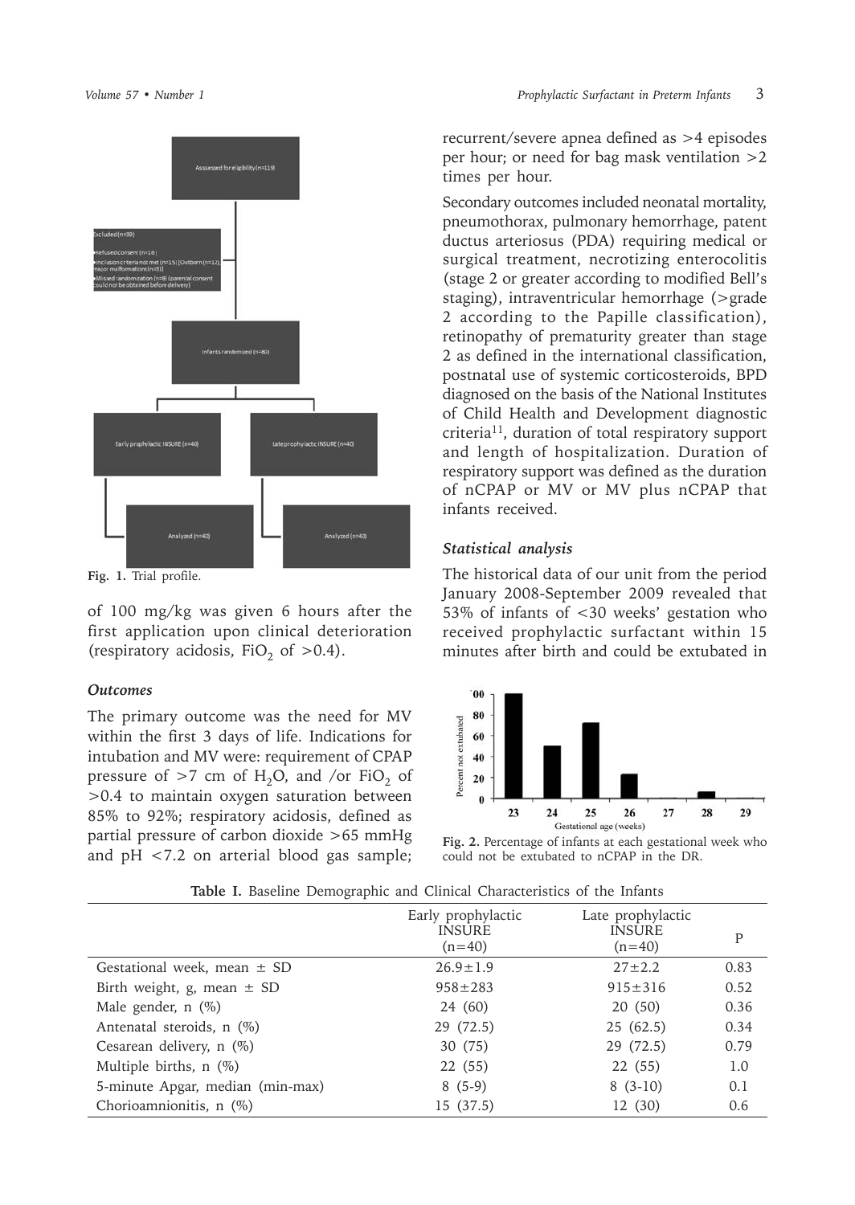Fig. 1. Trial profile.

of 100 mg/kg was given 6 hours after the first application upon clinical deterioration (respiratory acidosis, $FiO_2$ of >0.4).

### *Outcomes*

The primary outcome was the need for MV within the first 3 days of life. Indications for intubation and MV were: requirement of CPAP pressure of >7 cm of $H_2O$, and /or $FiO_2$ of >0.4 to maintain oxygen saturation between 85% to 92%; respiratory acidosis, defined as partial pressure of carbon dioxide >65 mmHg and pH <7.2 on arterial blood gas sample; recurrent/severe apnea defined as >4 episodes per hour; or need for bag mask ventilation >2 times per hour.

Secondary outcomes included neonatal mortality, pneumothorax, pulmonary hemorrhage, patent ductus arteriosus (PDA) requiring medical or surgical treatment, necrotizing enterocolitis (stage 2 or greater according to modified Bell's staging), intraventricular hemorrhage (>grade 2 according to the Papille classification), retinopathy of prematurity greater than stage 2 as defined in the international classification, postnatal use of systemic corticosteroids, BPD diagnosed on the basis of the National Institutes of Child Health and Development diagnostic criteria[11], duration of total respiratory support and length of hospitalization. Duration of respiratory support was defined as the duration of nCPAP or MV or MV plus nCPAP that infants received.

### *Statistical analysis*

The historical data of our unit from the period January 2008-September 2009 revealed that 53% of infants of <30 weeks' gestation who received prophylactic surfactant within 15 minutes after birth and could be extubated in

Fig. 2. Percentage of infants at each gestational week who could not be extubated to nCPAP in the DR.

**Table I.** Baseline Demographic and Clinical Characteristics of the Infants

| | Early prophylactic INSURE (n=40) | Late prophylactic INSURE (n=40) | P |
|---|---|---|---|
| Gestational week, mean ± SD | 26.9±1.9 | 27±2.2 | 0.83 |
| Birth weight, g, mean ± SD | 958±283 | 915±316 | 0.52 |
| Male gender, n (%) | 24 (60) | 20 (50) | 0.36 |
| Antenatal steroids, n (%) | 29 (72.5) | 25 (62.5) | 0.34 |
| Cesarean delivery, n (%) | 30 (75) | 29 (72.5) | 0.79 |
| Multiple births, n (%) | 22 (55) | 22 (55) | 1.0 |
| 5-minute Apgar, median (min-max) | 8 (5-9) | 8 (3-10) | 0.1 |
| Chorioamnionitis, n (%) | 15 (37.5) | 12 (30) | 0.6 |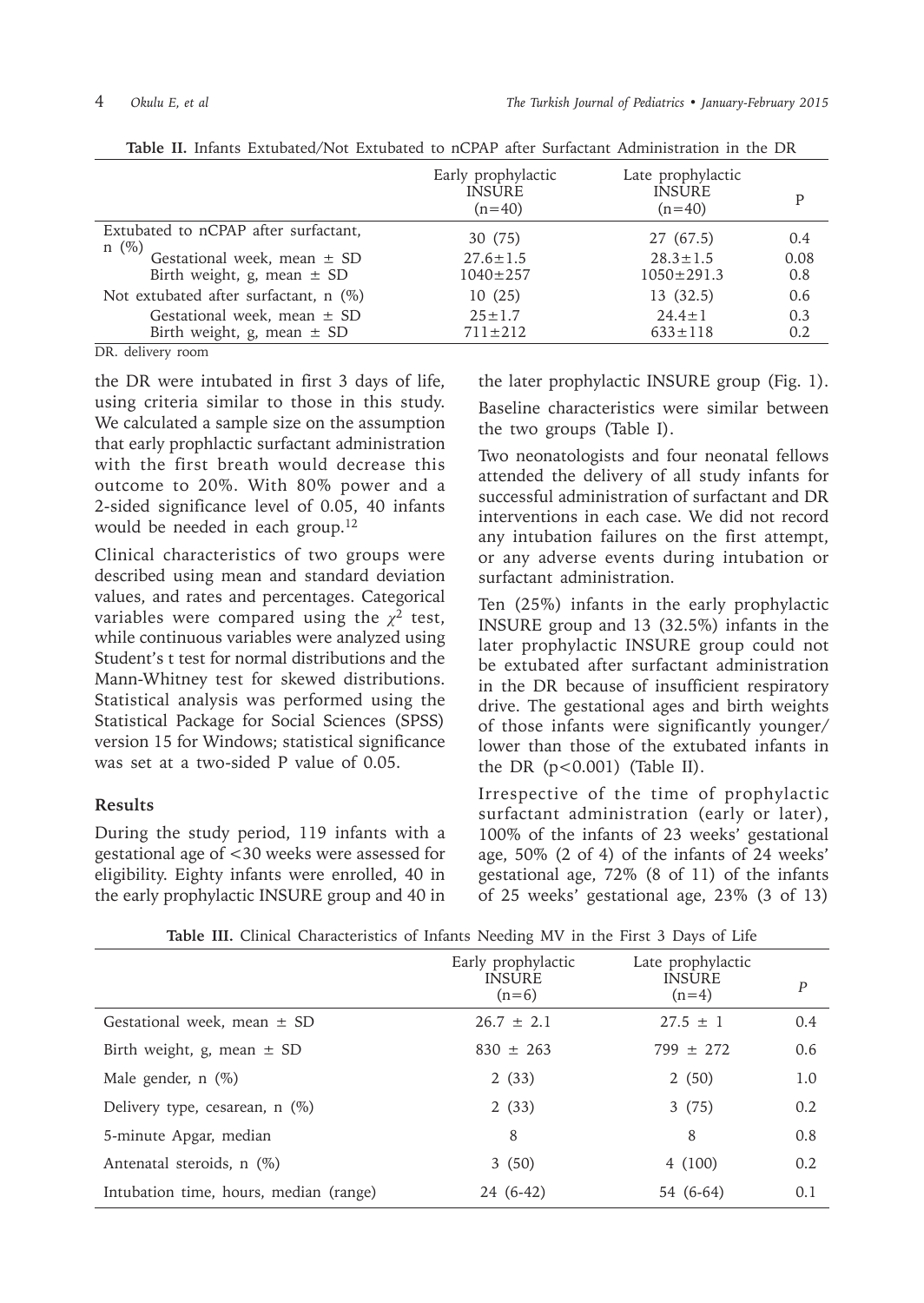**Table II.** Infants Extubated/Not Extubated to nCPAP after Surfactant Administration in the DR

| | Early prophylactic INSURE (n=40) | Late prophylactic INSURE (n=40) | P |
|---|---|---|---|
| Extubated to nCPAP after surfactant, n (%) | 30 (75) | 27 (67.5) | 0.4 |
| Gestational week, mean ± SD | 27.6±1.5 | 28.3±1.5 | 0.08 |
| Birth weight, g, mean ± SD | 1040±257 | 1050±291.3 | 0.8 |
| Not extubated after surfactant, n (%) | 10 (25) | 13 (32.5) | 0.6 |
| Gestational week, mean ± SD | 25±1.7 | 24.4±1 | 0.3 |
| Birth weight, g, mean ± SD | 711±212 | 633±118 | 0.2 |

DR. delivery room

the DR were intubated in first 3 days of life, using criteria similar to those in this study. We calculated a sample size on the assumption that early prophlactic surfactant administration with the first breath would decrease this outcome to 20%. With 80% power and a 2-sided significance level of 0.05, 40 infants would be needed in each group.[12]

Clinical characteristics of two groups were described using mean and standard deviation values, and rates and percentages. Categorical variables were compared using the $\chi^2$ test, while continuous variables were analyzed using Student's t test for normal distributions and the Mann-Whitney test for skewed distributions. Statistical analysis was performed using the Statistical Package for Social Sciences (SPSS) version 15 for Windows; statistical significance was set at a two-sided P value of 0.05.

## Results

During the study period, 119 infants with a gestational age of <30 weeks were assessed for eligibility. Eighty infants were enrolled, 40 in the early prophylactic INSURE group and 40 in the later prophylactic INSURE group (Fig. 1).

Baseline characteristics were similar between the two groups (Table I).

Two neonatologists and four neonatal fellows attended the delivery of all study infants for successful administration of surfactant and DR interventions in each case. We did not record any intubation failures on the first attempt, or any adverse events during intubation or surfactant administration.

Ten (25%) infants in the early prophylactic INSURE group and 13 (32.5%) infants in the later prophylactic INSURE group could not be extubated after surfactant administration in the DR because of insufficient respiratory drive. The gestational ages and birth weights of those infants were significantly younger/lower than those of the extubated infants in the DR ($p<0.001$) (Table II).

Irrespective of the time of prophylactic surfactant administration (early or later), 100% of the infants of 23 weeks' gestational age, 50% (2 of 4) of the infants of 24 weeks' gestational age, 72% (8 of 11) of the infants of 25 weeks' gestational age, 23% (3 of 13)

**Table III.** Clinical Characteristics of Infants Needing MV in the First 3 Days of Life

| | Early prophylactic INSURE (n=6) | Late prophylactic INSURE (n=4) | *P* |
|---|---|---|---|
| Gestational week, mean ± SD | 26.7 ± 2.1 | 27.5 ± 1 | 0.4 |
| Birth weight, g, mean ± SD | 830 ± 263 | 799 ± 272 | 0.6 |
| Male gender, n (%) | 2 (33) | 2 (50) | 1.0 |
| Delivery type, cesarean, n (%) | 2 (33) | 3 (75) | 0.2 |
| 5-minute Apgar, median | 8 | 8 | 0.8 |
| Antenatal steroids, n (%) | 3 (50) | 4 (100) | 0.2 |
| Intubation time, hours, median (range) | 24 (6-42) | 54 (6-64) | 0.1 |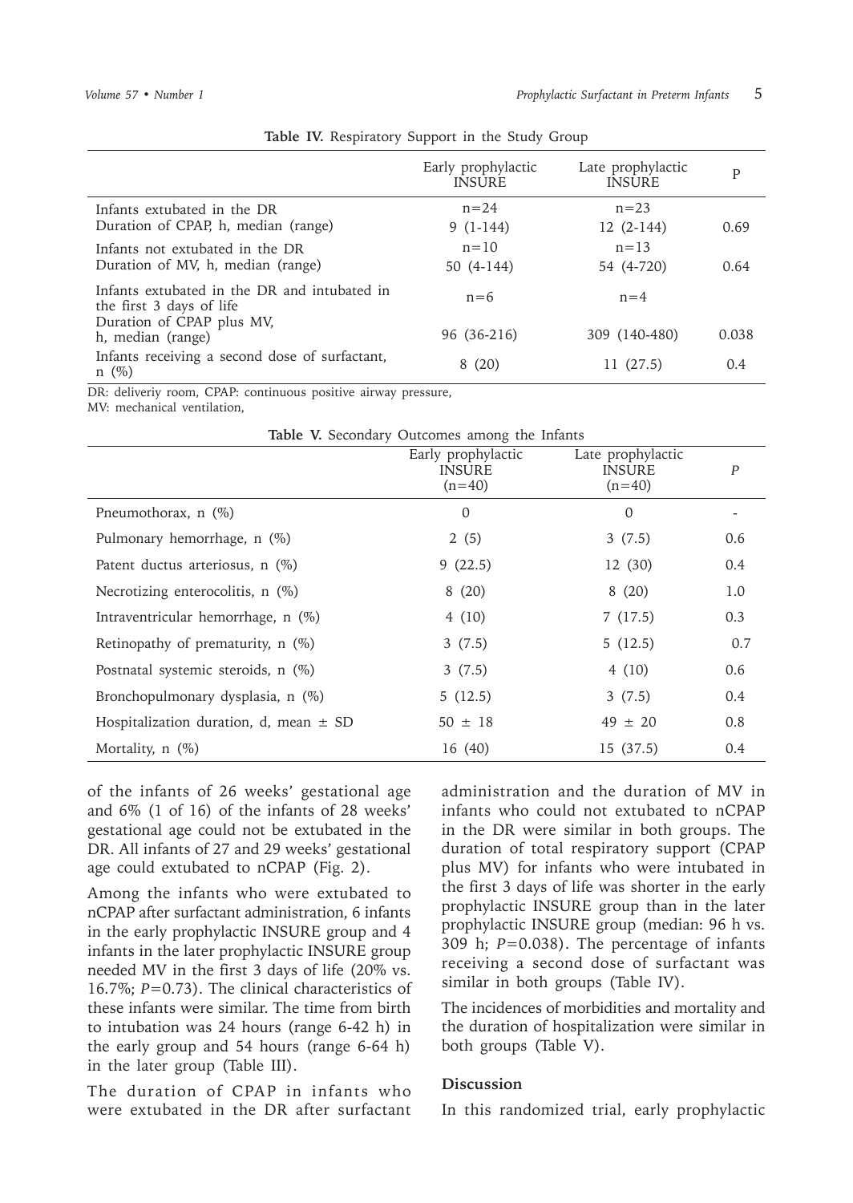**Table IV.** Respiratory Support in the Study Group

| | Early prophylactic INSURE | Late prophylactic INSURE | P |
|---|---|---|---|
| Infants extubated in the DR | n=24 | n=23 | |
| Duration of CPAP, h, median (range) | 9 (1-144) | 12 (2-144) | 0.69 |
| Infants not extubated in the DR | n=10 | n=13 | |
| Duration of MV, h, median (range) | 50 (4-144) | 54 (4-720) | 0.64 |
| Infants extubated in the DR and intubated in the first 3 days of life | n=6 | n=4 | |
| Duration of CPAP plus MV, h, median (range) | 96 (36-216) | 309 (140-480) | 0.038 |
| Infants receiving a second dose of surfactant, n (%) | 8 (20) | 11 (27.5) | 0.4 |

DR: deliveriy room, CPAP: continuous positive airway pressure,
MV: mechanical ventilation,

**Table V.** Secondary Outcomes among the Infants

| | Early prophylactic INSURE (n=40) | Late prophylactic INSURE (n=40) | *P* |
|---|---|---|---|
| Pneumothorax, n (%) | 0 | 0 | - |
| Pulmonary hemorrhage, n (%) | 2 (5) | 3 (7.5) | 0.6 |
| Patent ductus arteriosus, n (%) | 9 (22.5) | 12 (30) | 0.4 |
| Necrotizing enterocolitis, n (%) | 8 (20) | 8 (20) | 1.0 |
| Intraventricular hemorrhage, n (%) | 4 (10) | 7 (17.5) | 0.3 |
| Retinopathy of prematurity, n (%) | 3 (7.5) | 5 (12.5) | 0.7 |
| Postnatal systemic steroids, n (%) | 3 (7.5) | 4 (10) | 0.6 |
| Bronchopulmonary dysplasia, n (%) | 5 (12.5) | 3 (7.5) | 0.4 |
| Hospitalization duration, d, mean ± SD | 50 ± 18 | 49 ± 20 | 0.8 |
| Mortality, n (%) | 16 (40) | 15 (37.5) | 0.4 |

of the infants of 26 weeks' gestational age and 6% (1 of 16) of the infants of 28 weeks' gestational age could not be extubated in the DR. All infants of 27 and 29 weeks' gestational age could extubated to nCPAP (Fig. 2).

Among the infants who were extubated to nCPAP after surfactant administration, 6 infants in the early prophylactic INSURE group and 4 infants in the later prophylactic INSURE group needed MV in the first 3 days of life (20% vs. 16.7%; *P*=0.73). The clinical characteristics of these infants were similar. The time from birth to intubation was 24 hours (range 6-42 h) in the early group and 54 hours (range 6-64 h) in the later group (Table III).

The duration of CPAP in infants who were extubated in the DR after surfactant administration and the duration of MV in infants who could not extubated to nCPAP in the DR were similar in both groups. The duration of total respiratory support (CPAP plus MV) for infants who were intubated in the first 3 days of life was shorter in the early prophylactic INSURE group than in the later prophylactic INSURE group (median: 96 h vs. 309 h; *P*=0.038). The percentage of infants receiving a second dose of surfactant was similar in both groups (Table IV).

The incidences of morbidities and mortality and the duration of hospitalization were similar in both groups (Table V).

## Discussion

In this randomized trial, early prophylactic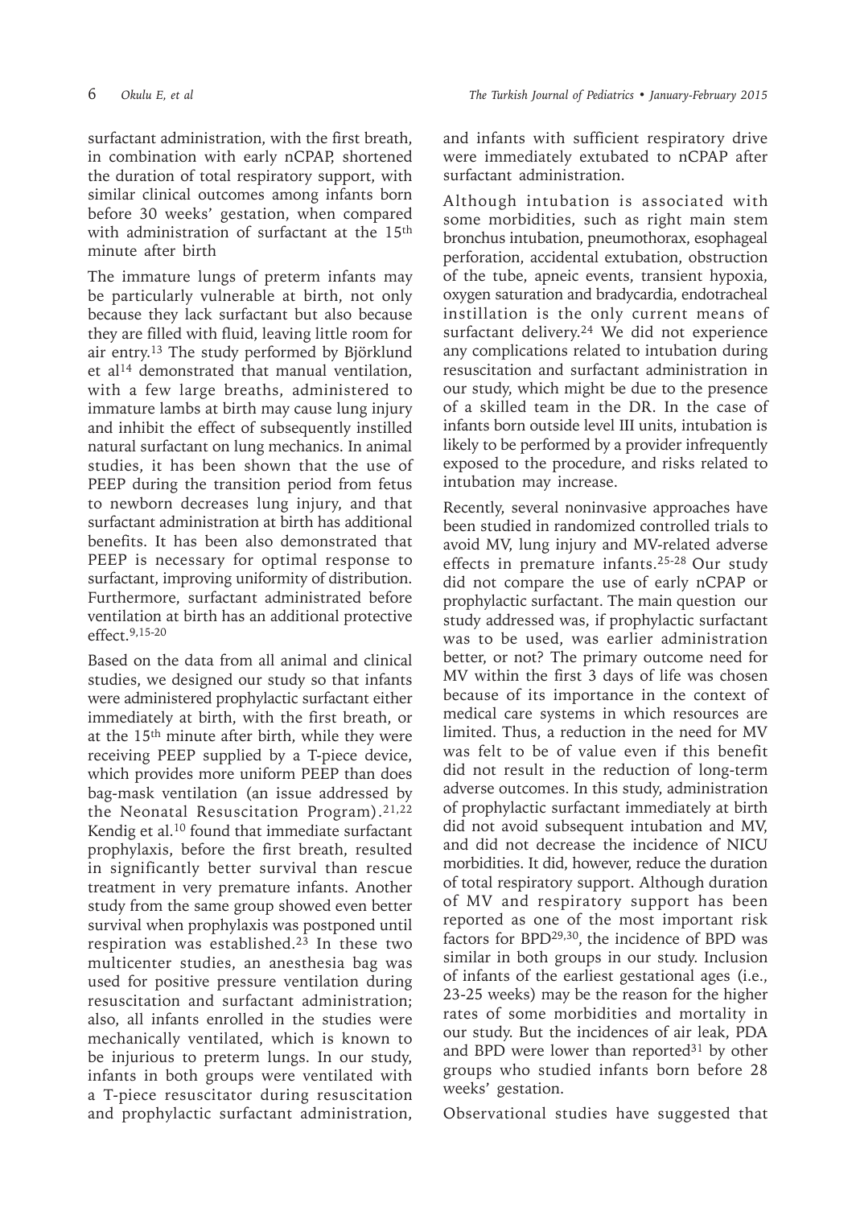surfactant administration, with the first breath, in combination with early nCPAP, shortened the duration of total respiratory support, with similar clinical outcomes among infants born before 30 weeks' gestation, when compared with administration of surfactant at the 15th minute after birth

The immature lungs of preterm infants may be particularly vulnerable at birth, not only because they lack surfactant but also because they are filled with fluid, leaving little room for air entry.[13] The study performed by Björklund et al[14] demonstrated that manual ventilation, with a few large breaths, administered to immature lambs at birth may cause lung injury and inhibit the effect of subsequently instilled natural surfactant on lung mechanics. In animal studies, it has been shown that the use of PEEP during the transition period from fetus to newborn decreases lung injury, and that surfactant administration at birth has additional benefits. It has been also demonstrated that PEEP is necessary for optimal response to surfactant, improving uniformity of distribution. Furthermore, surfactant administrated before ventilation at birth has an additional protective effect.[9,15-20]

Based on the data from all animal and clinical studies, we designed our study so that infants were administered prophylactic surfactant either immediately at birth, with the first breath, or at the 15th minute after birth, while they were receiving PEEP supplied by a T-piece device, which provides more uniform PEEP than does bag-mask ventilation (an issue addressed by the Neonatal Resuscitation Program).[21,22] Kendig et al.[10] found that immediate surfactant prophylaxis, before the first breath, resulted in significantly better survival than rescue treatment in very premature infants. Another study from the same group showed even better survival when prophylaxis was postponed until respiration was established.[23] In these two multicenter studies, an anesthesia bag was used for positive pressure ventilation during resuscitation and surfactant administration; also, all infants enrolled in the studies were mechanically ventilated, which is known to be injurious to preterm lungs. In our study, infants in both groups were ventilated with a T-piece resuscitator during resuscitation and prophylactic surfactant administration, and infants with sufficient respiratory drive were immediately extubated to nCPAP after surfactant administration.

Although intubation is associated with some morbidities, such as right main stem bronchus intubation, pneumothorax, esophageal perforation, accidental extubation, obstruction of the tube, apneic events, transient hypoxia, oxygen saturation and bradycardia, endotracheal instillation is the only current means of surfactant delivery.[24] We did not experience any complications related to intubation during resuscitation and surfactant administration in our study, which might be due to the presence of a skilled team in the DR. In the case of infants born outside level III units, intubation is likely to be performed by a provider infrequently exposed to the procedure, and risks related to intubation may increase.

Recently, several noninvasive approaches have been studied in randomized controlled trials to avoid MV, lung injury and MV-related adverse effects in premature infants.[25-28] Our study did not compare the use of early nCPAP or prophylactic surfactant. The main question our study addressed was, if prophylactic surfactant was to be used, was earlier administration better, or not? The primary outcome need for MV within the first 3 days of life was chosen because of its importance in the context of medical care systems in which resources are limited. Thus, a reduction in the need for MV was felt to be of value even if this benefit did not result in the reduction of long-term adverse outcomes. In this study, administration of prophylactic surfactant immediately at birth did not avoid subsequent intubation and MV, and did not decrease the incidence of NICU morbidities. It did, however, reduce the duration of total respiratory support. Although duration of MV and respiratory support has been reported as one of the most important risk factors for BPD[29,30], the incidence of BPD was similar in both groups in our study. Inclusion of infants of the earliest gestational ages (i.e., 23-25 weeks) may be the reason for the higher rates of some morbidities and mortality in our study. But the incidences of air leak, PDA and BPD were lower than reported[31] by other groups who studied infants born before 28 weeks' gestation.

Observational studies have suggested that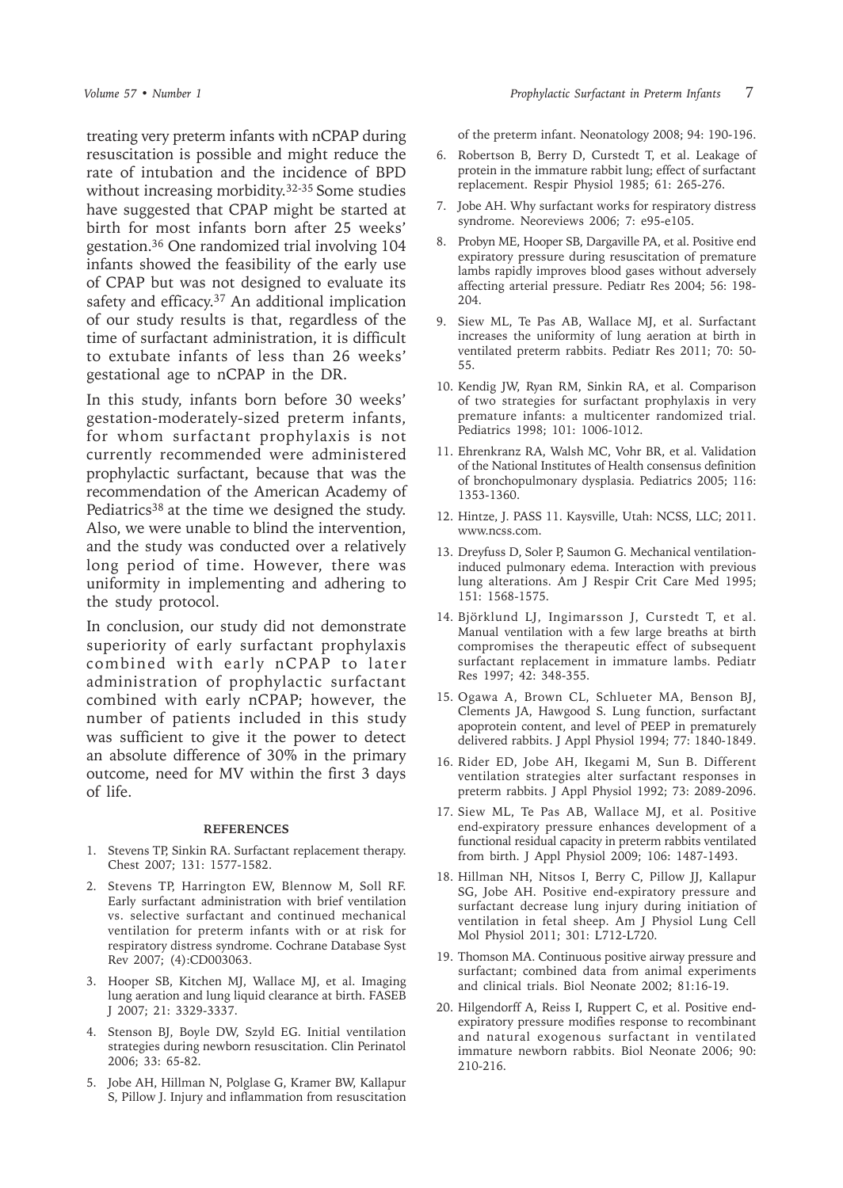treating very preterm infants with nCPAP during resuscitation is possible and might reduce the rate of intubation and the incidence of BPD without increasing morbidity.[32-35] Some studies have suggested that CPAP might be started at birth for most infants born after 25 weeks' gestation.[36] One randomized trial involving 104 infants showed the feasibility of the early use of CPAP but was not designed to evaluate its safety and efficacy.[37] An additional implication of our study results is that, regardless of the time of surfactant administration, it is difficult to extubate infants of less than 26 weeks' gestational age to nCPAP in the DR.

In this study, infants born before 30 weeks' gestation-moderately-sized preterm infants, for whom surfactant prophylaxis is not currently recommended were administered prophylactic surfactant, because that was the recommendation of the American Academy of Pediatrics[38] at the time we designed the study. Also, we were unable to blind the intervention, and the study was conducted over a relatively long period of time. However, there was uniformity in implementing and adhering to the study protocol.

In conclusion, our study did not demonstrate superiority of early surfactant prophylaxis combined with early nCPAP to later administration of prophylactic surfactant combined with early nCPAP; however, the number of patients included in this study was sufficient to give it the power to detect an absolute difference of 30% in the primary outcome, need for MV within the first 3 days of life.

## REFERENCES

1. Stevens TP, Sinkin RA. Surfactant replacement therapy. Chest 2007; 131: 1577-1582.
2. Stevens TP, Harrington EW, Blennow M, Soll RF. Early surfactant administration with brief ventilation vs. selective surfactant and continued mechanical ventilation for preterm infants with or at risk for respiratory distress syndrome. Cochrane Database Syst Rev 2007; (4):CD003063.
3. Hooper SB, Kitchen MJ, Wallace MJ, et al. Imaging lung aeration and lung liquid clearance at birth. FASEB J 2007; 21: 3329-3337.
4. Stenson BJ, Boyle DW, Szyld EG. Initial ventilation strategies during newborn resuscitation. Clin Perinatol 2006; 33: 65-82.
5. Jobe AH, Hillman N, Polglase G, Kramer BW, Kallapur S, Pillow J. Injury and inflammation from resuscitation of the preterm infant. Neonatology 2008; 94: 190-196.
6. Robertson B, Berry D, Curstedt T, et al. Leakage of protein in the immature rabbit lung; effect of surfactant replacement. Respir Physiol 1985; 61: 265-276.
7. Jobe AH. Why surfactant works for respiratory distress syndrome. Neoreviews 2006; 7: e95-e105.
8. Probyn ME, Hooper SB, Dargaville PA, et al. Positive end expiratory pressure during resuscitation of premature lambs rapidly improves blood gases without adversely affecting arterial pressure. Pediatr Res 2004; 56: 198-204.
9. Siew ML, Te Pas AB, Wallace MJ, et al. Surfactant increases the uniformity of lung aeration at birth in ventilated preterm rabbits. Pediatr Res 2011; 70: 50-55.
10. Kendig JW, Ryan RM, Sinkin RA, et al. Comparison of two strategies for surfactant prophylaxis in very premature infants: a multicenter randomized trial. Pediatrics 1998; 101: 1006-1012.
11. Ehrenkranz RA, Walsh MC, Vohr BR, et al. Validation of the National Institutes of Health consensus definition of bronchopulmonary dysplasia. Pediatrics 2005; 116: 1353-1360.
12. Hintze, J. PASS 11. Kaysville, Utah: NCSS, LLC; 2011. www.ncss.com.
13. Dreyfuss D, Soler P, Saumon G. Mechanical ventilation-induced pulmonary edema. Interaction with previous lung alterations. Am J Respir Crit Care Med 1995; 151: 1568-1575.
14. Björklund LJ, Ingimarsson J, Curstedt T, et al. Manual ventilation with a few large breaths at birth compromises the therapeutic effect of subsequent surfactant replacement in immature lambs. Pediatr Res 1997; 42: 348-355.
15. Ogawa A, Brown CL, Schlueter MA, Benson BJ, Clements JA, Hawgood S. Lung function, surfactant apoprotein content, and level of PEEP in prematurely delivered rabbits. J Appl Physiol 1994; 77: 1840-1849.
16. Rider ED, Jobe AH, Ikegami M, Sun B. Different ventilation strategies alter surfactant responses in preterm rabbits. J Appl Physiol 1992; 73: 2089-2096.
17. Siew ML, Te Pas AB, Wallace MJ, et al. Positive end-expiratory pressure enhances development of a functional residual capacity in preterm rabbits ventilated from birth. J Appl Physiol 2009; 106: 1487-1493.
18. Hillman NH, Nitsos I, Berry C, Pillow JJ, Kallapur SG, Jobe AH. Positive end-expiratory pressure and surfactant decrease lung injury during initiation of ventilation in fetal sheep. Am J Physiol Lung Cell Mol Physiol 2011; 301: L712-L720.
19. Thomson MA. Continuous positive airway pressure and surfactant; combined data from animal experiments and clinical trials. Biol Neonate 2002; 81:16-19.
20. Hilgendorff A, Reiss I, Ruppert C, et al. Positive end-expiratory pressure modifies response to recombinant and natural exogenous surfactant in ventilated immature newborn rabbits. Biol Neonate 2006; 90: 210-216.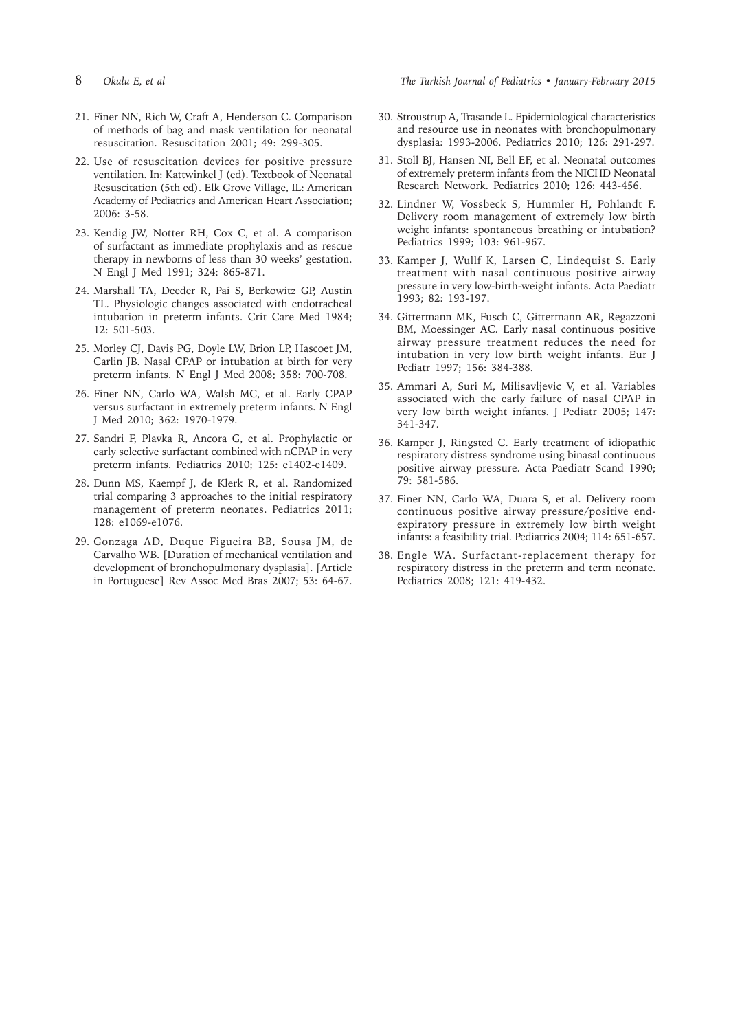21. Finer NN, Rich W, Craft A, Henderson C. Comparison of methods of bag and mask ventilation for neonatal resuscitation. Resuscitation 2001; 49: 299-305.
22. Use of resuscitation devices for positive pressure ventilation. In: Kattwinkel J (ed). Textbook of Neonatal Resuscitation (5th ed). Elk Grove Village, IL: American Academy of Pediatrics and American Heart Association; 2006: 3-58.
23. Kendig JW, Notter RH, Cox C, et al. A comparison of surfactant as immediate prophylaxis and as rescue therapy in newborns of less than 30 weeks' gestation. N Engl J Med 1991; 324: 865-871.
24. Marshall TA, Deeder R, Pai S, Berkowitz GP, Austin TL. Physiologic changes associated with endotracheal intubation in preterm infants. Crit Care Med 1984; 12: 501-503.
25. Morley CJ, Davis PG, Doyle LW, Brion LP, Hascoet JM, Carlin JB. Nasal CPAP or intubation at birth for very preterm infants. N Engl J Med 2008; 358: 700-708.
26. Finer NN, Carlo WA, Walsh MC, et al. Early CPAP versus surfactant in extremely preterm infants. N Engl J Med 2010; 362: 1970-1979.
27. Sandri F, Plavka R, Ancora G, et al. Prophylactic or early selective surfactant combined with nCPAP in very preterm infants. Pediatrics 2010; 125: e1402-e1409.
28. Dunn MS, Kaempf J, de Klerk R, et al. Randomized trial comparing 3 approaches to the initial respiratory management of preterm neonates. Pediatrics 2011; 128: e1069-e1076.
29. Gonzaga AD, Duque Figueira BB, Sousa JM, de Carvalho WB. [Duration of mechanical ventilation and development of bronchopulmonary dysplasia]. [Article in Portuguese] Rev Assoc Med Bras 2007; 53: 64-67.
30. Stroustrup A, Trasande L. Epidemiological characteristics and resource use in neonates with bronchopulmonary dysplasia: 1993-2006. Pediatrics 2010; 126: 291-297.
31. Stoll BJ, Hansen NI, Bell EF, et al. Neonatal outcomes of extremely preterm infants from the NICHD Neonatal Research Network. Pediatrics 2010; 126: 443-456.
32. Lindner W, Vossbeck S, Hummler H, Pohlandt F. Delivery room management of extremely low birth weight infants: spontaneous breathing or intubation? Pediatrics 1999; 103: 961-967.
33. Kamper J, Wulff K, Larsen C, Lindequist S. Early treatment with nasal continuous positive airway pressure in very low-birth-weight infants. Acta Paediatr 1993; 82: 193-197.
34. Gittermann MK, Fusch C, Gittermann AR, Regazzoni BM, Moessinger AC. Early nasal continuous positive airway pressure treatment reduces the need for intubation in very low birth weight infants. Eur J Pediatr 1997; 156: 384-388.
35. Ammari A, Suri M, Milisavljevic V, et al. Variables associated with the early failure of nasal CPAP in very low birth weight infants. J Pediatr 2005; 147: 341-347.
36. Kamper J, Ringsted C. Early treatment of idiopathic respiratory distress syndrome using binasal continuous positive airway pressure. Acta Paediatr Scand 1990; 79: 581-586.
37. Finer NN, Carlo WA, Duara S, et al. Delivery room continuous positive airway pressure/positive end-expiratory pressure in extremely low birth weight infants: a feasibility trial. Pediatrics 2004; 114: 651-657.
38. Engle WA. Surfactant-replacement therapy for respiratory distress in the preterm and term neonate. Pediatrics 2008; 121: 419-432.